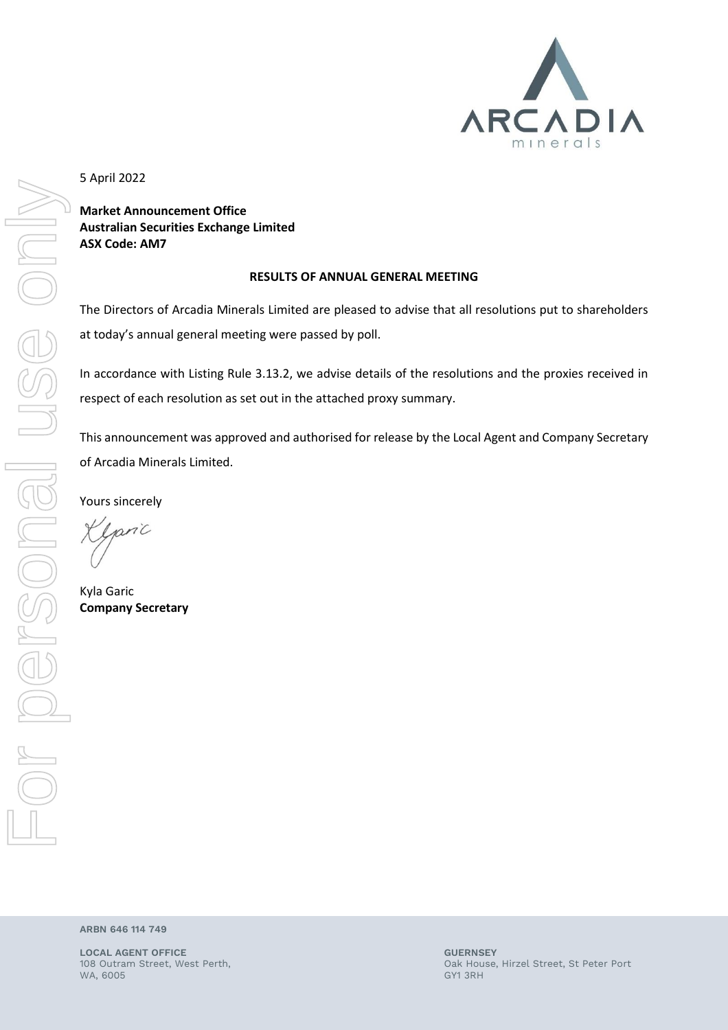5 April 2022

**Market Announcement Office**
**Australian Securities Exchange Limited**
**ASX Code: AM7**

**RESULTS OF ANNUAL GENERAL MEETING**

The Directors of Arcadia Minerals Limited are pleased to advise that all resolutions put to shareholders at today's annual general meeting were passed by poll.

In accordance with Listing Rule 3.13.2, we advise details of the resolutions and the proxies received in respect of each resolution as set out in the attached proxy summary.

This announcement was approved and authorised for release by the Local Agent and Company Secretary of Arcadia Minerals Limited.

Yours sincerely

Kyla Garic
**Company Secretary**

**ARBN 646 114 749**

**LOCAL AGENT OFFICE**
108 Outram Street, West Perth,
WA, 6005

**GUERNSEY**
Oak House, Hirzel Street, St Peter Port
GY1 3RH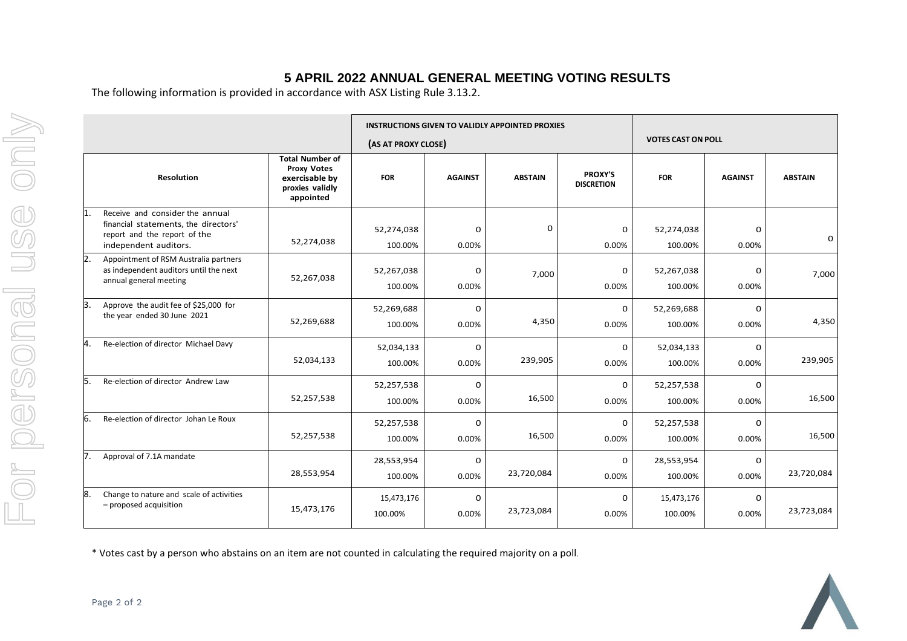# 5 APRIL 2022 ANNUAL GENERAL MEETING VOTING RESULTS

The following information is provided in accordance with ASX Listing Rule 3.13.2.

| | | INSTRUCTIONS GIVEN TO VALIDLY APPOINTED PROXIES (AS AT PROXY CLOSE) | | | | VOTES CAST ON POLL | | |
|---|---|---|---|---|---|---|---|---|
| **Resolution** | **Total Number of Proxy Votes exercisable by proxies validly appointed** | **FOR** | **AGAINST** | **ABSTAIN** | **PROXY'S DISCRETION** | **FOR** | **AGAINST** | **ABSTAIN** |
| 1. Receive and consider the annual financial statements, the directors' report and the report of the independent auditors. | 52,274,038 | 52,274,038 100.00% | 0 0.00% | 0 | 0 0.00% | 52,274,038 100.00% | 0 0.00% | 0 |
| 2. Appointment of RSM Australia partners as independent auditors until the next annual general meeting | 52,267,038 | 52,267,038 100.00% | 0 0.00% | 7,000 | 0 0.00% | 52,267,038 100.00% | 0 0.00% | 7,000 |
| 3. Approve the audit fee of $25,000 for the year ended 30 June 2021 | 52,269,688 | 52,269,688 100.00% | 0 0.00% | 4,350 | 0 0.00% | 52,269,688 100.00% | 0 0.00% | 4,350 |
| 4. Re-election of director Michael Davy | 52,034,133 | 52,034,133 100.00% | 0 0.00% | 239,905 | 0 0.00% | 52,034,133 100.00% | 0 0.00% | 239,905 |
| 5. Re-election of director Andrew Law | 52,257,538 | 52,257,538 100.00% | 0 0.00% | 16,500 | 0 0.00% | 52,257,538 100.00% | 0 0.00% | 16,500 |
| 6. Re-election of director Johan Le Roux | 52,257,538 | 52,257,538 100.00% | 0 0.00% | 16,500 | 0 0.00% | 52,257,538 100.00% | 0 0.00% | 16,500 |
| 7. Approval of 7.1A mandate | 28,553,954 | 28,553,954 100.00% | 0 0.00% | 23,720,084 | 0 0.00% | 28,553,954 100.00% | 0 0.00% | 23,720,084 |
| 8. Change to nature and scale of activities – proposed acquisition | 15,473,176 | 15,473,176 100.00% | 0 0.00% | 23,723,084 | 0 0.00% | 15,473,176 100.00% | 0 0.00% | 23,723,084 |

* Votes cast by a person who abstains on an item are not counted in calculating the required majority on a poll.